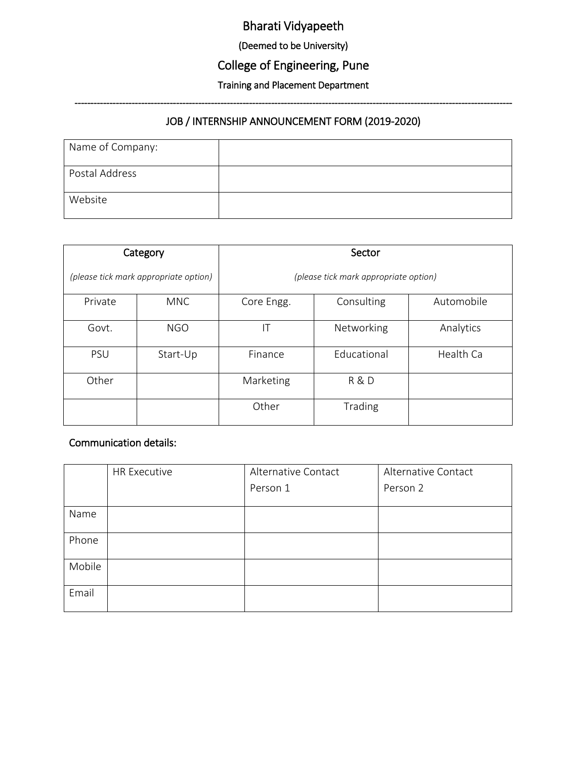# Bharati Vidyapeeth

(Deemed to be University)

## College of Engineering, Pune

Training and Placement Department

---

### JOB / INTERNSHIP ANNOUNCEMENT FORM (2019-2020)

| Name of Company: | |
|---|---|
| Postal Address | |
| Website | |

| Category *(please tick mark appropriate option)* | | Sector *(please tick mark appropriate option)* | | |
|---|---|---|---|---|
| Private | MNC | Core Engg. | Consulting | Automobile |
| Govt. | NGO | IT | Networking | Analytics |
| PSU | Start-Up | Finance | Educational | Health Ca |
| Other | | Marketing | R & D | |
| | | Other | Trading | |

Communication details:

| | HR Executive | Alternative Contact Person 1 | Alternative Contact Person 2 |
|---|---|---|---|
| Name | | | |
| Phone | | | |
| Mobile | | | |
| Email | | | |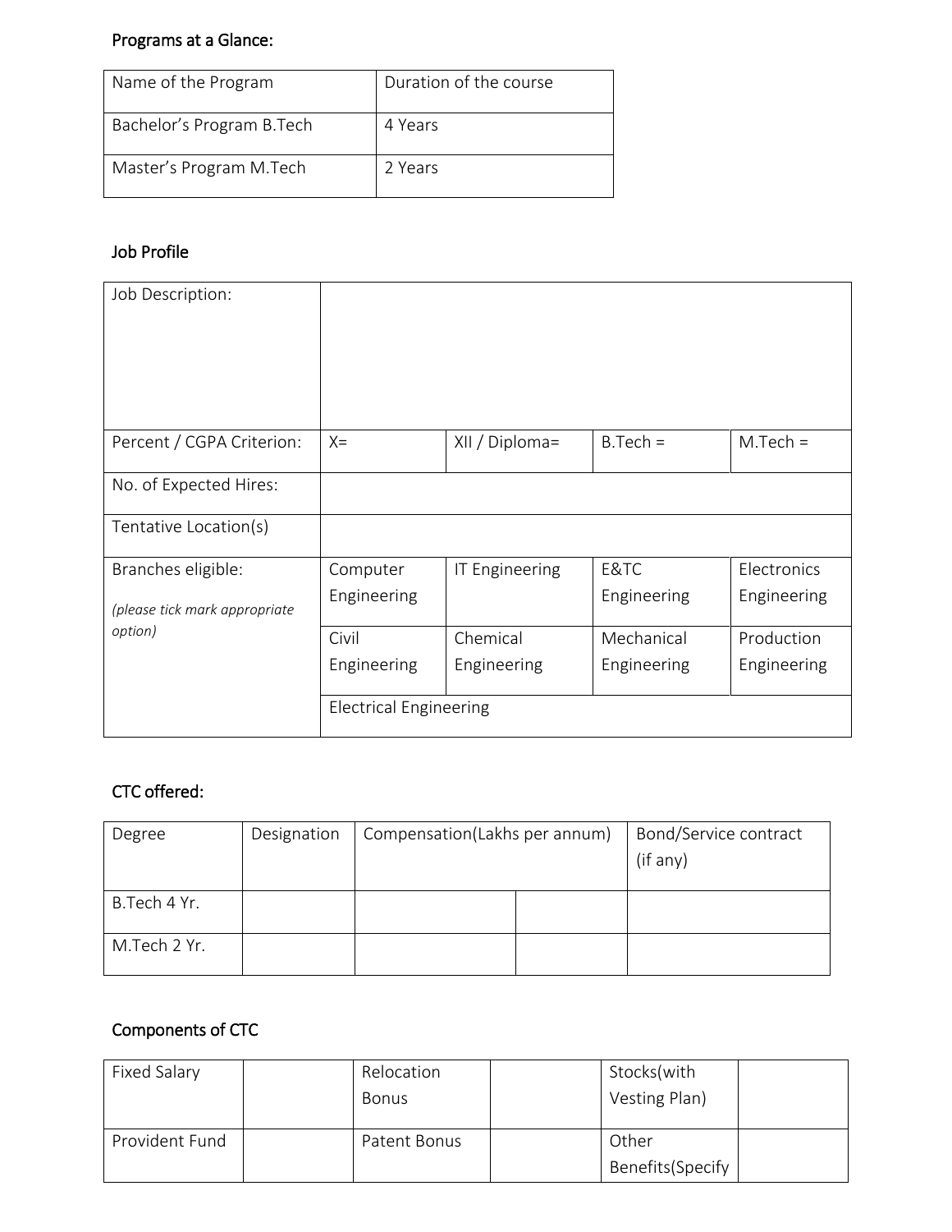Programs at a Glance:

| Name of the Program | Duration of the course |
| --- | --- |
| Bachelor's Program B.Tech | 4 Years |
| Master's Program M.Tech | 2 Years |

Job Profile

| Job Description: | | | | |
| --- | --- | --- | --- | --- |
| Percent / CGPA Criterion: | X= | XII / Diploma= | B.Tech = | M.Tech = |
| No. of Expected Hires: | | | | |
| Tentative Location(s) | | | | |
| Branches eligible: *(please tick mark appropriate option)* | Computer Engineering | IT Engineering | E&TC Engineering | Electronics Engineering |
| | Civil Engineering | Chemical Engineering | Mechanical Engineering | Production Engineering |
| | Electrical Engineering | | | |

CTC offered:

| Degree | Designation | Compensation(Lakhs per annum) | | Bond/Service contract (if any) |
| --- | --- | --- | --- | --- |
| B.Tech 4 Yr. | | | | |
| M.Tech 2 Yr. | | | | |

Components of CTC

| Fixed Salary | | Relocation Bonus | | Stocks(with Vesting Plan) | |
| --- | --- | --- | --- | --- | --- |
| Provident Fund | | Patent Bonus | | Other Benefits(Specify | |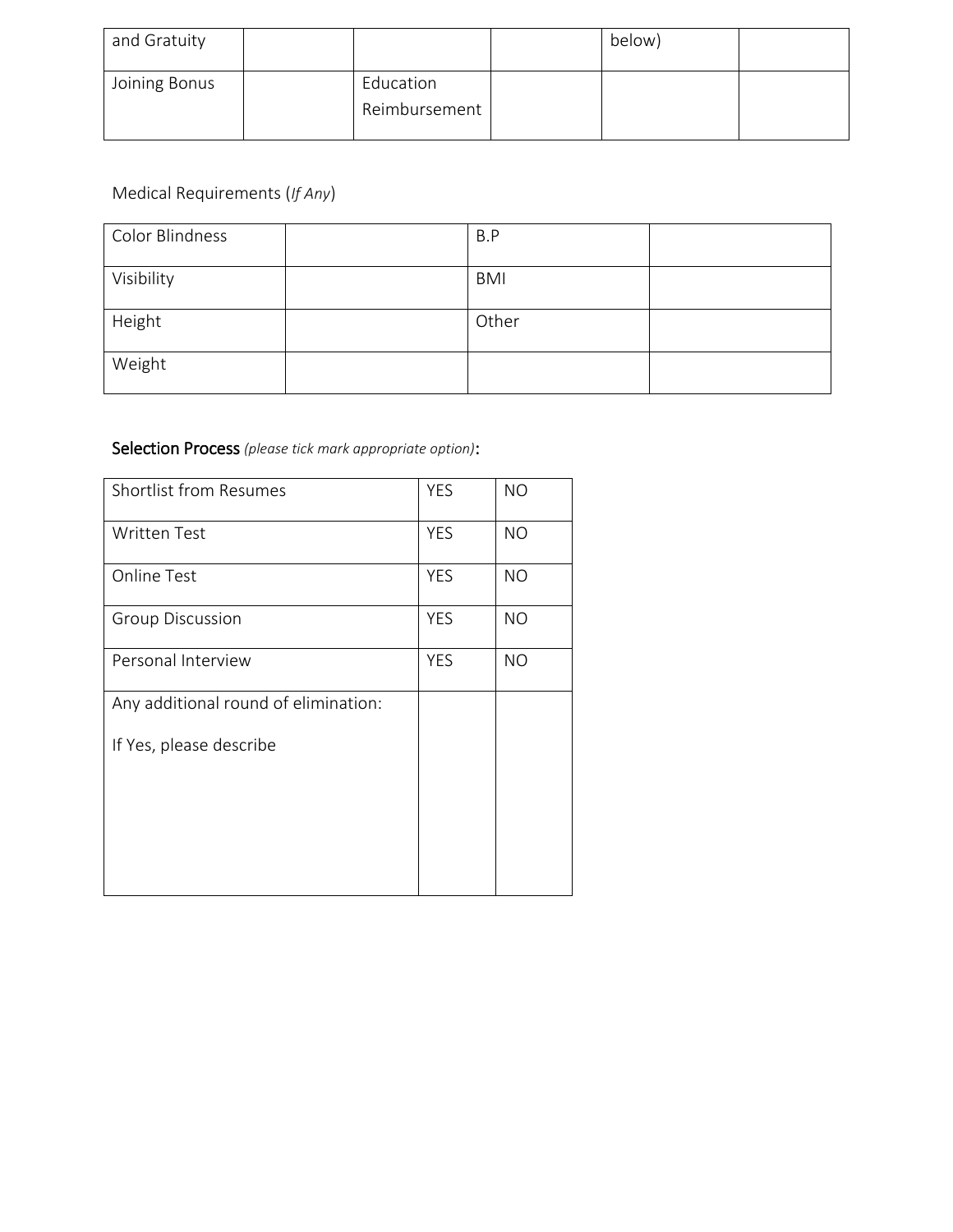| | | | | | |
|---|---|---|---|---|---|
| and Gratuity | | | | below) | |
| Joining Bonus | | Education Reimbursement | | | |

Medical Requirements (*If Any*)

| | | | |
|---|---|---|---|
| Color Blindness | | B.P | |
| Visibility | | BMI | |
| Height | | Other | |
| Weight | | | |

**Selection Process** *(please tick mark appropriate option)*:

| | | |
|---|---|---|
| Shortlist from Resumes | YES | NO |
| Written Test | YES | NO |
| Online Test | YES | NO |
| Group Discussion | YES | NO |
| Personal Interview | YES | NO |
| Any additional round of elimination:<br><br>If Yes, please describe | | |